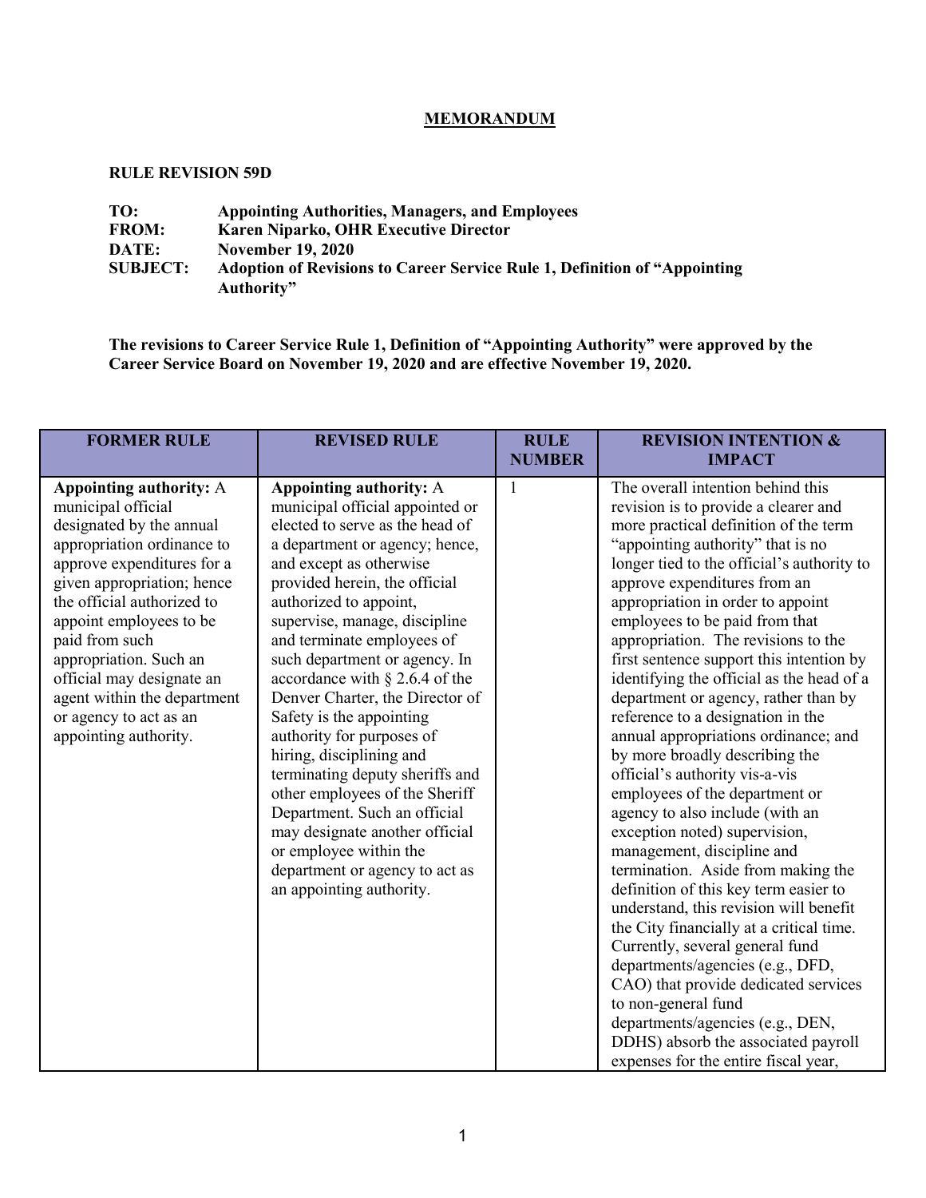# MEMORANDUM

**RULE REVISION 59D**

**TO:** **Appointing Authorities, Managers, and Employees**
**FROM:** **Karen Niparko, OHR Executive Director**
**DATE:** **November 19, 2020**
**SUBJECT:** **Adoption of Revisions to Career Service Rule 1, Definition of "Appointing Authority"**

**The revisions to Career Service Rule 1, Definition of "Appointing Authority" were approved by the Career Service Board on November 19, 2020 and are effective November 19, 2020.**

| FORMER RULE | REVISED RULE | RULE NUMBER | REVISION INTENTION & IMPACT |
|---|---|---|---|
| **Appointing authority:** A municipal official designated by the annual appropriation ordinance to approve expenditures for a given appropriation; hence the official authorized to appoint employees to be paid from such appropriation. Such an official may designate an agent within the department or agency to act as an appointing authority. | **Appointing authority:** A municipal official appointed or elected to serve as the head of a department or agency; hence, and except as otherwise provided herein, the official authorized to appoint, supervise, manage, discipline and terminate employees of such department or agency. In accordance with § 2.6.4 of the Denver Charter, the Director of Safety is the appointing authority for purposes of hiring, disciplining and terminating deputy sheriffs and other employees of the Sheriff Department. Such an official may designate another official or employee within the department or agency to act as an appointing authority. | 1 | The overall intention behind this revision is to provide a clearer and more practical definition of the term "appointing authority" that is no longer tied to the official's authority to approve expenditures from an appropriation in order to appoint employees to be paid from that appropriation. The revisions to the first sentence support this intention by identifying the official as the head of a department or agency, rather than by reference to a designation in the annual appropriations ordinance; and by more broadly describing the official's authority vis-a-vis employees of the department or agency to also include (with an exception noted) supervision, management, discipline and termination. Aside from making the definition of this key term easier to understand, this revision will benefit the City financially at a critical time. Currently, several general fund departments/agencies (e.g., DFD, CAO) that provide dedicated services to non-general fund departments/agencies (e.g., DEN, DDHS) absorb the associated payroll expenses for the entire fiscal year, |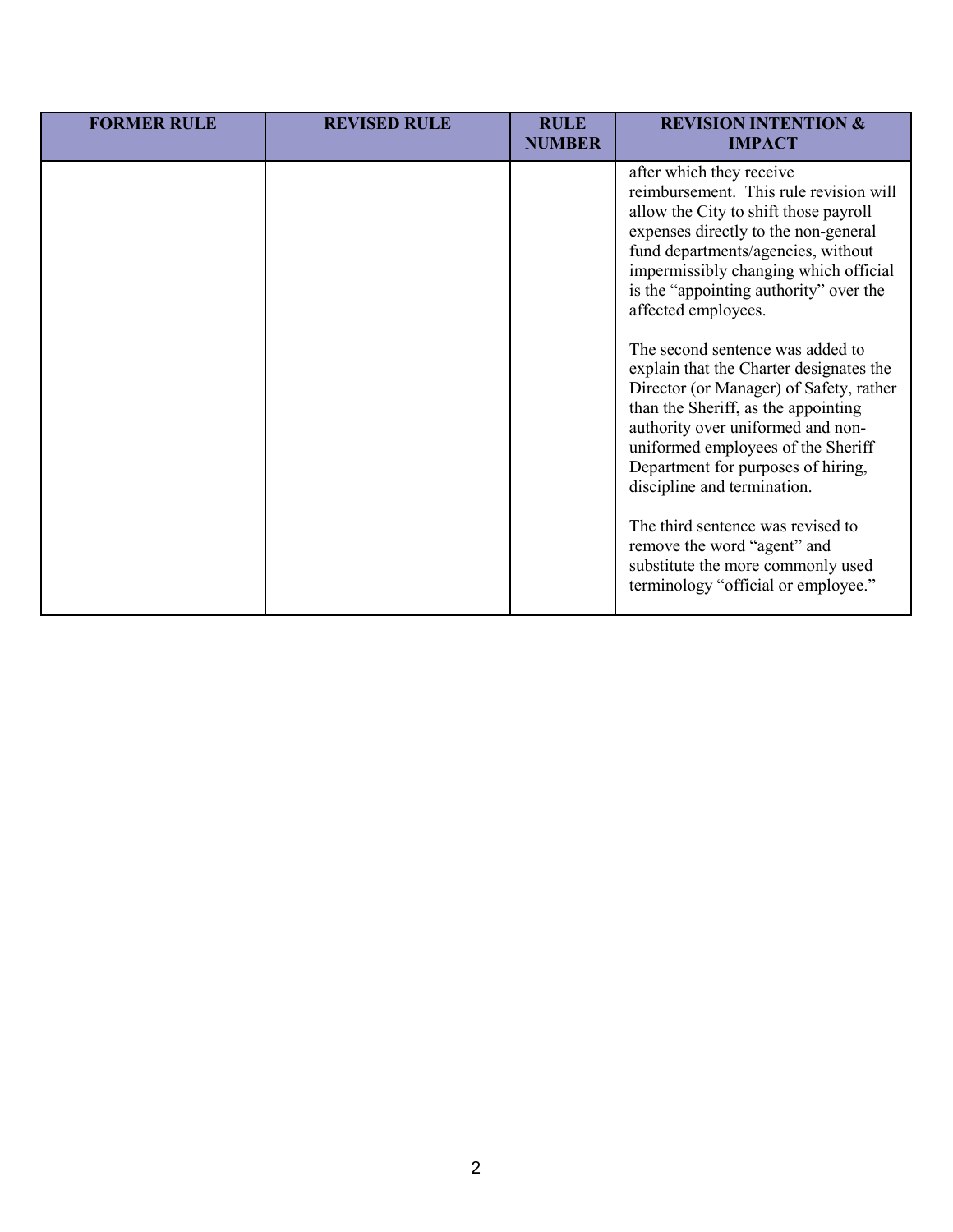| FORMER RULE | REVISED RULE | RULE NUMBER | REVISION INTENTION & IMPACT |
|---|---|---|---|
| | | | after which they receive reimbursement. This rule revision will allow the City to shift those payroll expenses directly to the non-general fund departments/agencies, without impermissibly changing which official is the "appointing authority" over the affected employees.<br><br>The second sentence was added to explain that the Charter designates the Director (or Manager) of Safety, rather than the Sheriff, as the appointing authority over uniformed and non-uniformed employees of the Sheriff Department for purposes of hiring, discipline and termination.<br><br>The third sentence was revised to remove the word "agent" and substitute the more commonly used terminology "official or employee." |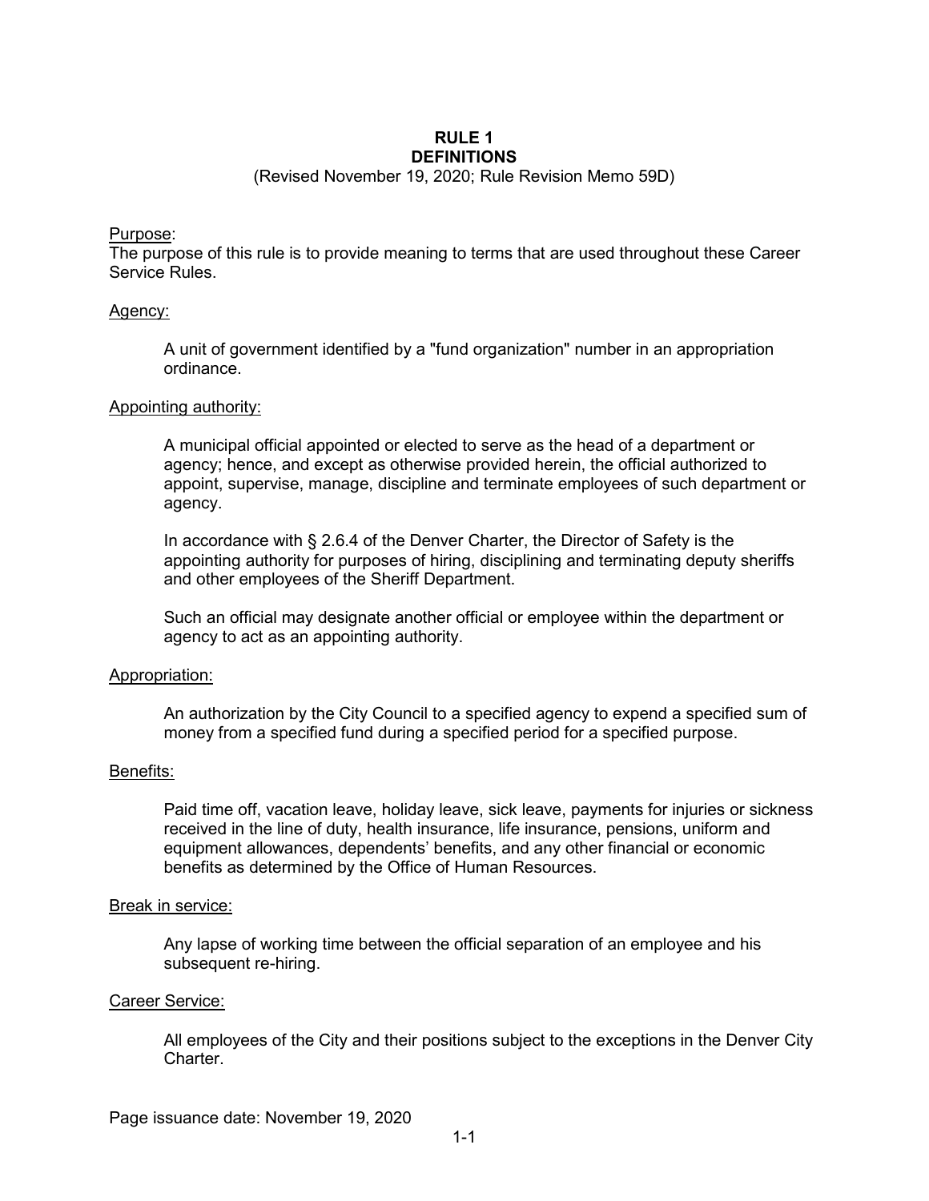# RULE 1
# DEFINITIONS

(Revised November 19, 2020; Rule Revision Memo 59D)

Purpose:
The purpose of this rule is to provide meaning to terms that are used throughout these Career Service Rules.

Agency:

A unit of government identified by a "fund organization" number in an appropriation ordinance.

Appointing authority:

A municipal official appointed or elected to serve as the head of a department or agency; hence, and except as otherwise provided herein, the official authorized to appoint, supervise, manage, discipline and terminate employees of such department or agency.

In accordance with § 2.6.4 of the Denver Charter, the Director of Safety is the appointing authority for purposes of hiring, disciplining and terminating deputy sheriffs and other employees of the Sheriff Department.

Such an official may designate another official or employee within the department or agency to act as an appointing authority.

Appropriation:

An authorization by the City Council to a specified agency to expend a specified sum of money from a specified fund during a specified period for a specified purpose.

Benefits:

Paid time off, vacation leave, holiday leave, sick leave, payments for injuries or sickness received in the line of duty, health insurance, life insurance, pensions, uniform and equipment allowances, dependents' benefits, and any other financial or economic benefits as determined by the Office of Human Resources.

Break in service:

Any lapse of working time between the official separation of an employee and his subsequent re-hiring.

Career Service:

All employees of the City and their positions subject to the exceptions in the Denver City Charter.

Page issuance date: November 19, 2020